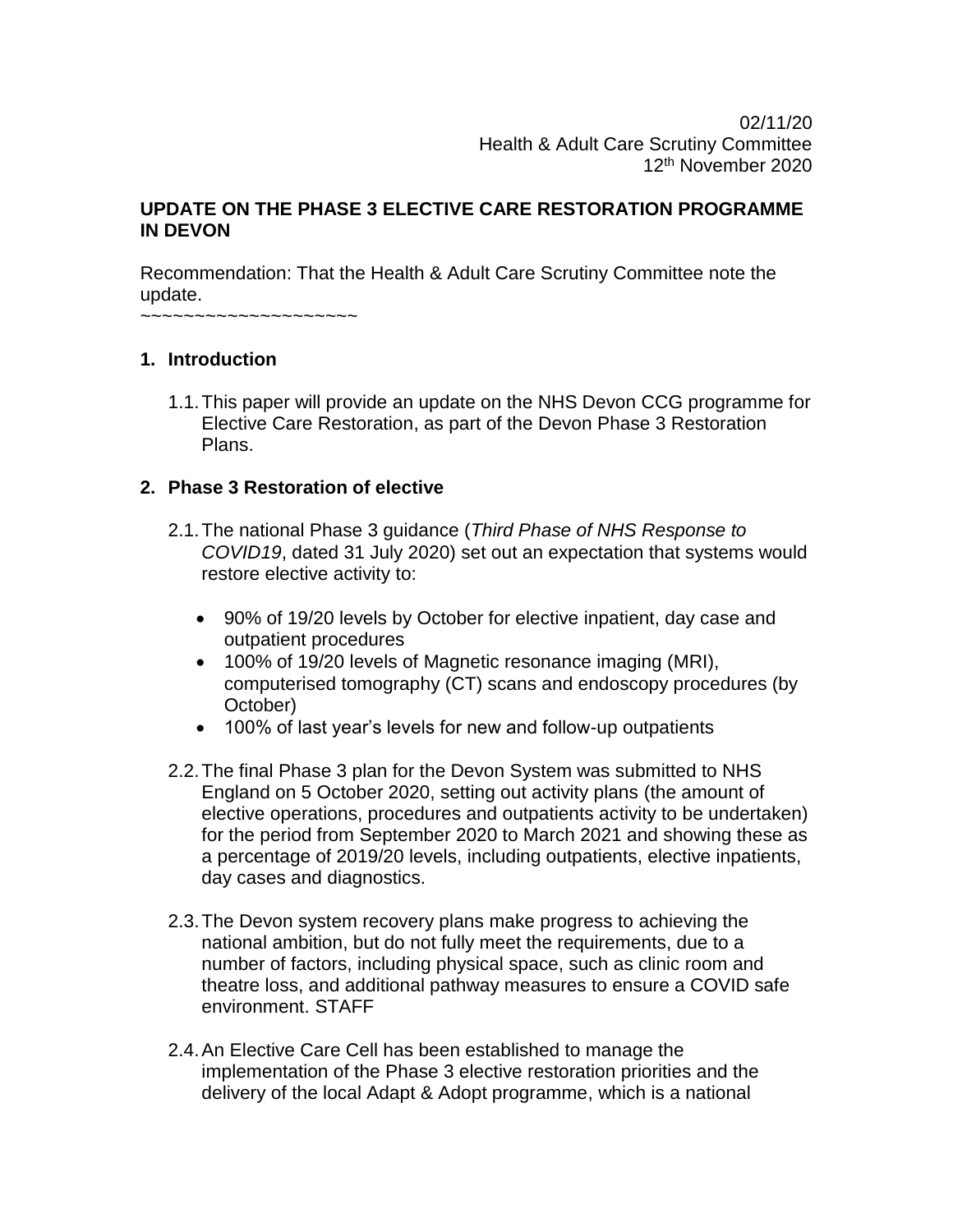02/11/20
Health & Adult Care Scrutiny Committee
12th November 2020

**UPDATE ON THE PHASE 3 ELECTIVE CARE RESTORATION PROGRAMME IN DEVON**

Recommendation: That the Health & Adult Care Scrutiny Committee note the update.

~~~~~~~~~~~~~~~~~~~~

## 1. Introduction

1.1. This paper will provide an update on the NHS Devon CCG programme for Elective Care Restoration, as part of the Devon Phase 3 Restoration Plans.

## 2. Phase 3 Restoration of elective

2.1. The national Phase 3 guidance (*Third Phase of NHS Response to COVID19*, dated 31 July 2020) set out an expectation that systems would restore elective activity to:

- 90% of 19/20 levels by October for elective inpatient, day case and outpatient procedures
- 100% of 19/20 levels of Magnetic resonance imaging (MRI), computerised tomography (CT) scans and endoscopy procedures (by October)
- 100% of last year's levels for new and follow-up outpatients

2.2. The final Phase 3 plan for the Devon System was submitted to NHS England on 5 October 2020, setting out activity plans (the amount of elective operations, procedures and outpatients activity to be undertaken) for the period from September 2020 to March 2021 and showing these as a percentage of 2019/20 levels, including outpatients, elective inpatients, day cases and diagnostics.

2.3. The Devon system recovery plans make progress to achieving the national ambition, but do not fully meet the requirements, due to a number of factors, including physical space, such as clinic room and theatre loss, and additional pathway measures to ensure a COVID safe environment. STAFF

2.4. An Elective Care Cell has been established to manage the implementation of the Phase 3 elective restoration priorities and the delivery of the local Adapt & Adopt programme, which is a national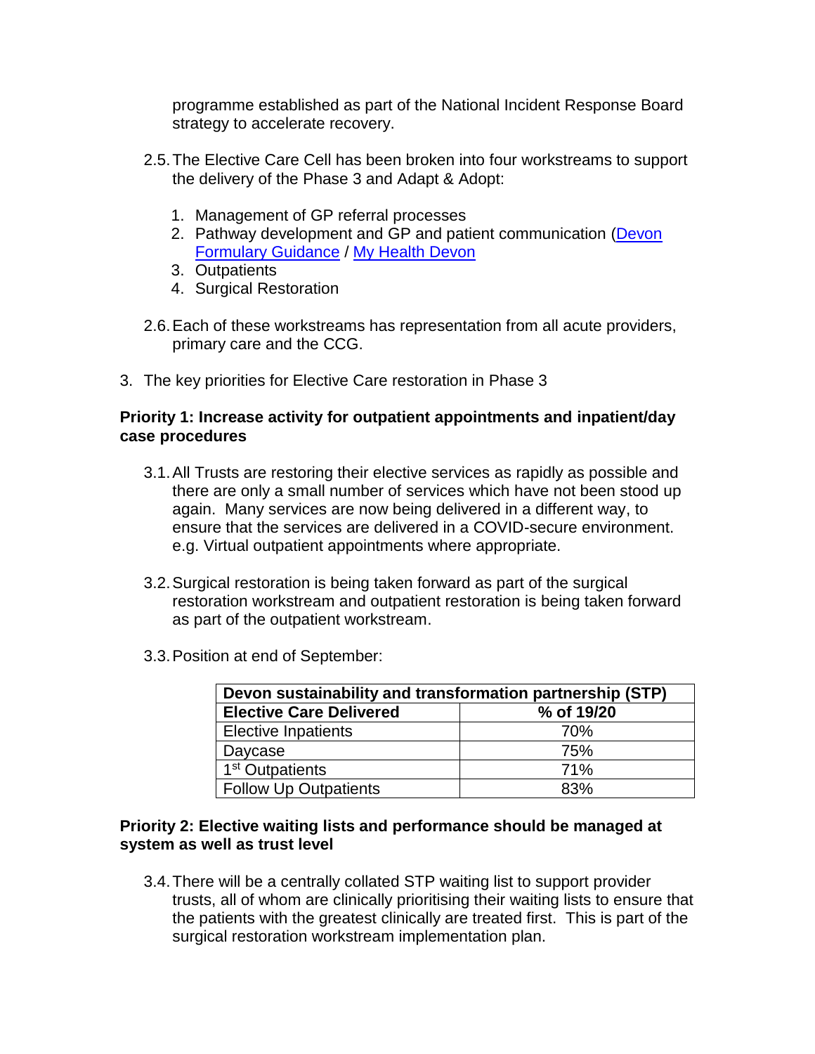programme established as part of the National Incident Response Board strategy to accelerate recovery.

2.5. The Elective Care Cell has been broken into four workstreams to support the delivery of the Phase 3 and Adapt & Adopt:

1. Management of GP referral processes
2. Pathway development and GP and patient communication (Devon Formulary Guidance / My Health Devon
3. Outpatients
4. Surgical Restoration

2.6. Each of these workstreams has representation from all acute providers, primary care and the CCG.

3. The key priorities for Elective Care restoration in Phase 3

**Priority 1: Increase activity for outpatient appointments and inpatient/day case procedures**

3.1. All Trusts are restoring their elective services as rapidly as possible and there are only a small number of services which have not been stood up again. Many services are now being delivered in a different way, to ensure that the services are delivered in a COVID-secure environment. e.g. Virtual outpatient appointments where appropriate.

3.2. Surgical restoration is being taken forward as part of the surgical restoration workstream and outpatient restoration is being taken forward as part of the outpatient workstream.

3.3. Position at end of September:

| **Devon sustainability and transformation partnership (STP)** | |
|---|---|
| **Elective Care Delivered** | **% of 19/20** |
| Elective Inpatients | 70% |
| Daycase | 75% |
| 1st Outpatients | 71% |
| Follow Up Outpatients | 83% |

**Priority 2: Elective waiting lists and performance should be managed at system as well as trust level**

3.4. There will be a centrally collated STP waiting list to support provider trusts, all of whom are clinically prioritising their waiting lists to ensure that the patients with the greatest clinically are treated first. This is part of the surgical restoration workstream implementation plan.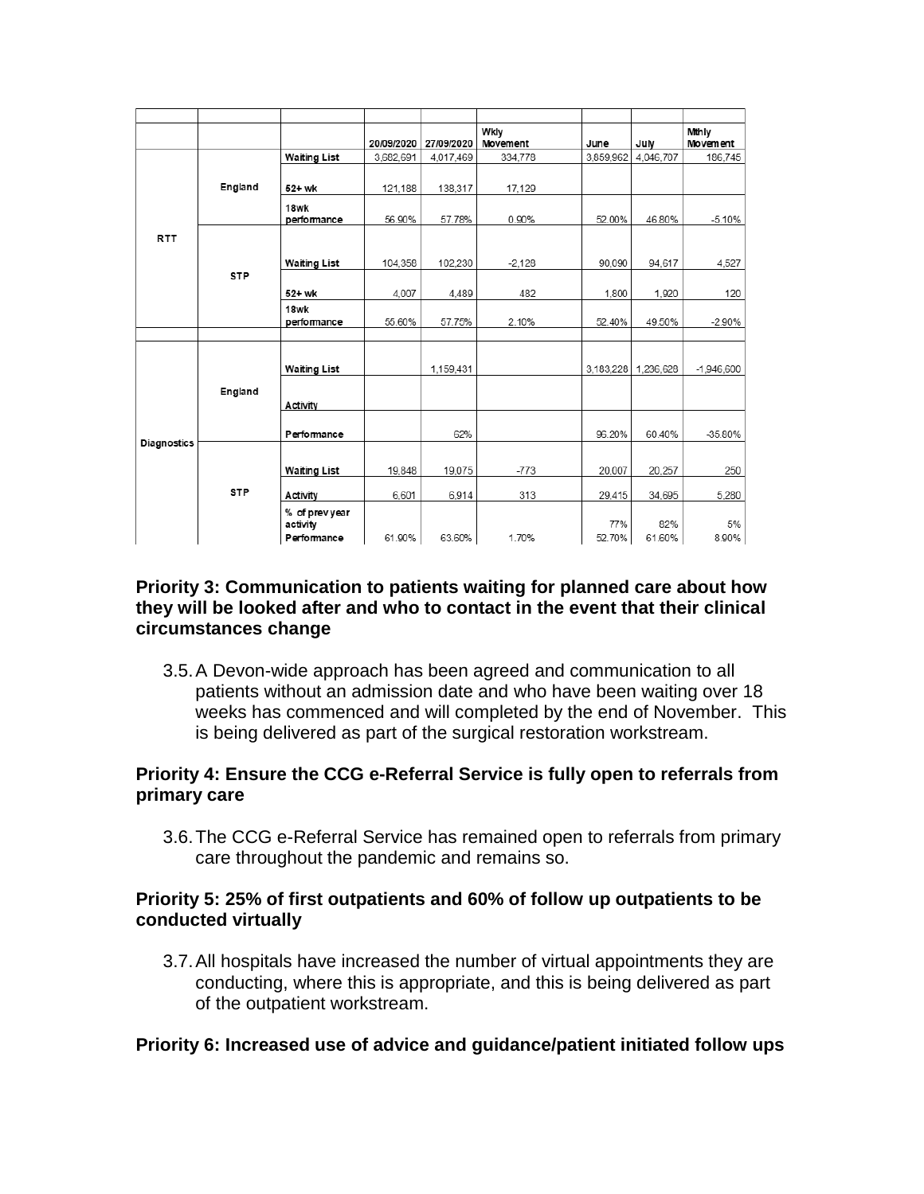| | | | 20/09/2020 | 27/09/2020 | Wkly Movement | June | July | Mthly Movement |
|---|---|---|---|---|---|---|---|---|
| RTT | England | Waiting List | 3,682,691 | 4,017,469 | 334,778 | 3,859,962 | 4,046,707 | 186,745 |
| | | 52+ wk | 121,188 | 138,317 | 17,129 | | | |
| | | 18wk performance | 56.90% | 57.78% | 0.90% | 52.00% | 46.80% | -5.10% |
| | STP | Waiting List | 104,358 | 102,230 | -2,128 | 90,090 | 94,617 | 4,527 |
| | | 52+ wk | 4,007 | 4,489 | 482 | 1,800 | 1,920 | 120 |
| | | 18wk performance | 55.60% | 57.75% | 2.10% | 52.40% | 49.50% | -2.90% |
| | | | | | | | | |
| Diagnostics | England | Waiting List | | 1,159,431 | | 3,183,228 | 1,236,628 | -1,946,600 |
| | | Activity | | | | | | |
| | | Performance | | 62% | | 96.20% | 60.40% | -35.80% |
| | STP | Waiting List | 19,848 | 19,075 | -773 | 20,007 | 20,257 | 250 |
| | | Activity | 6,601 | 6,914 | 313 | 29,415 | 34,695 | 5,280 |
| | | % of prev year activity | | | | 77% | 82% | 5% |
| | | Performance | 61.90% | 63.60% | 1.70% | 52.70% | 61.60% | 8.90% |

**Priority 3: Communication to patients waiting for planned care about how they will be looked after and who to contact in the event that their clinical circumstances change**

3.5. A Devon-wide approach has been agreed and communication to all patients without an admission date and who have been waiting over 18 weeks has commenced and will completed by the end of November. This is being delivered as part of the surgical restoration workstream.

**Priority 4: Ensure the CCG e-Referral Service is fully open to referrals from primary care**

3.6. The CCG e-Referral Service has remained open to referrals from primary care throughout the pandemic and remains so.

**Priority 5: 25% of first outpatients and 60% of follow up outpatients to be conducted virtually**

3.7. All hospitals have increased the number of virtual appointments they are conducting, where this is appropriate, and this is being delivered as part of the outpatient workstream.

**Priority 6: Increased use of advice and guidance/patient initiated follow ups**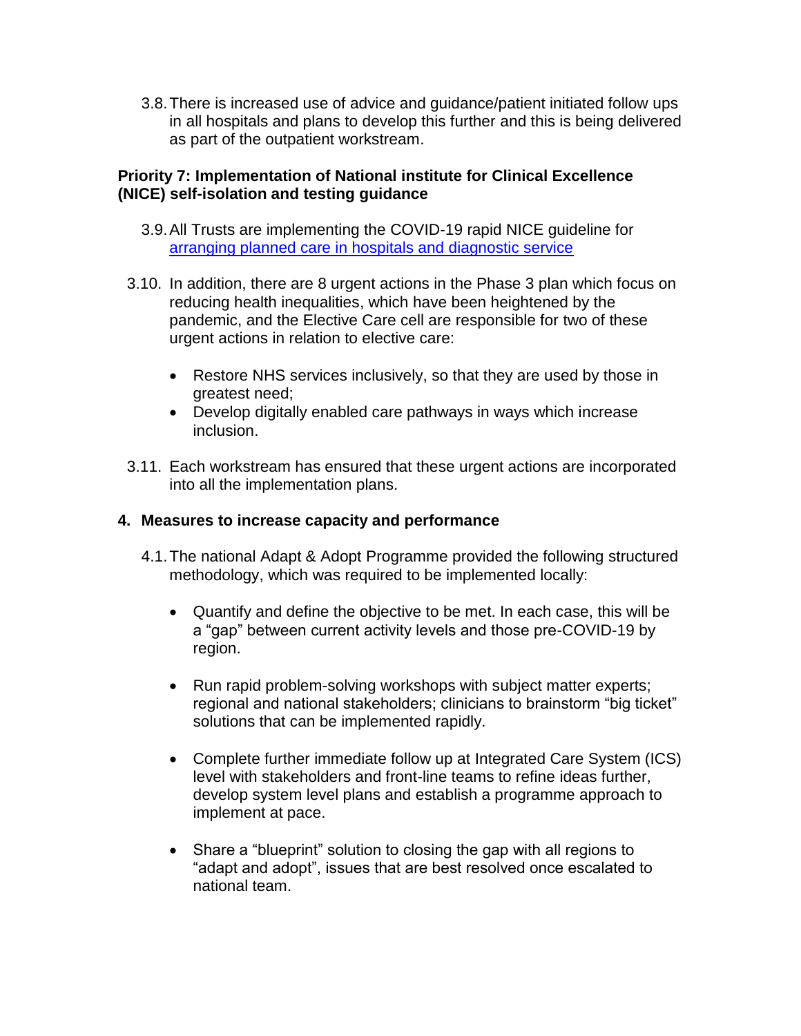3.8. There is increased use of advice and guidance/patient initiated follow ups in all hospitals and plans to develop this further and this is being delivered as part of the outpatient workstream.

**Priority 7: Implementation of National institute for Clinical Excellence (NICE) self-isolation and testing guidance**

3.9. All Trusts are implementing the COVID-19 rapid NICE guideline for [arranging planned care in hospitals and diagnostic service]()

3.10. In addition, there are 8 urgent actions in the Phase 3 plan which focus on reducing health inequalities, which have been heightened by the pandemic, and the Elective Care cell are responsible for two of these urgent actions in relation to elective care:

- Restore NHS services inclusively, so that they are used by those in greatest need;
- Develop digitally enabled care pathways in ways which increase inclusion.

3.11. Each workstream has ensured that these urgent actions are incorporated into all the implementation plans.

## 4. Measures to increase capacity and performance

4.1. The national Adapt & Adopt Programme provided the following structured methodology, which was required to be implemented locally:

- Quantify and define the objective to be met. In each case, this will be a "gap" between current activity levels and those pre-COVID-19 by region.

- Run rapid problem-solving workshops with subject matter experts; regional and national stakeholders; clinicians to brainstorm "big ticket" solutions that can be implemented rapidly.

- Complete further immediate follow up at Integrated Care System (ICS) level with stakeholders and front-line teams to refine ideas further, develop system level plans and establish a programme approach to implement at pace.

- Share a "blueprint" solution to closing the gap with all regions to "adapt and adopt", issues that are best resolved once escalated to national team.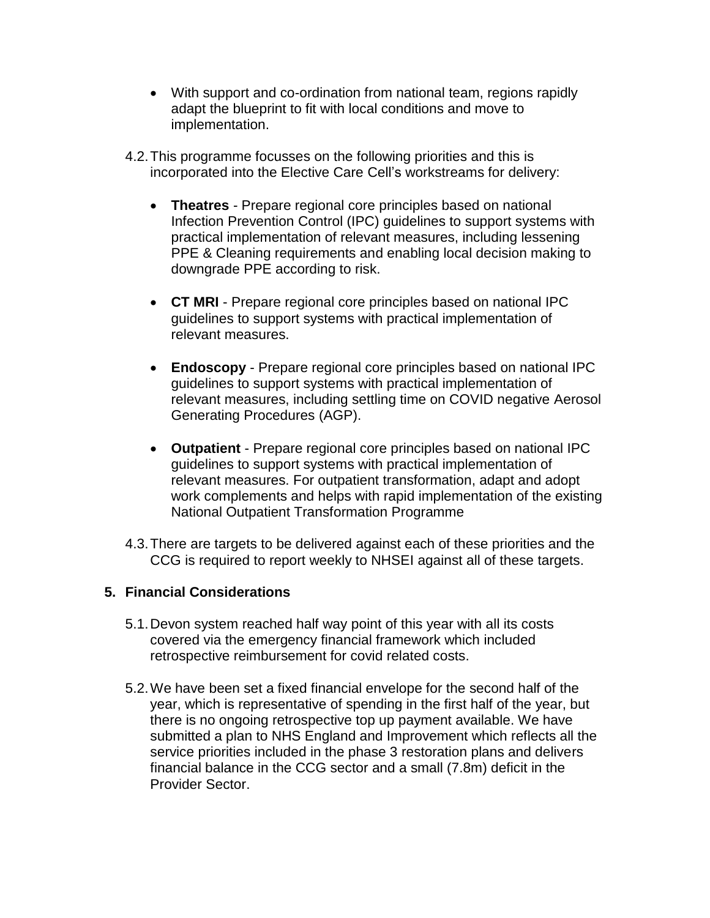- With support and co-ordination from national team, regions rapidly adapt the blueprint to fit with local conditions and move to implementation.

4.2. This programme focusses on the following priorities and this is incorporated into the Elective Care Cell's workstreams for delivery:

- **Theatres** - Prepare regional core principles based on national Infection Prevention Control (IPC) guidelines to support systems with practical implementation of relevant measures, including lessening PPE & Cleaning requirements and enabling local decision making to downgrade PPE according to risk.

- **CT MRI** - Prepare regional core principles based on national IPC guidelines to support systems with practical implementation of relevant measures.

- **Endoscopy** - Prepare regional core principles based on national IPC guidelines to support systems with practical implementation of relevant measures, including settling time on COVID negative Aerosol Generating Procedures (AGP).

- **Outpatient** - Prepare regional core principles based on national IPC guidelines to support systems with practical implementation of relevant measures. For outpatient transformation, adapt and adopt work complements and helps with rapid implementation of the existing National Outpatient Transformation Programme

4.3. There are targets to be delivered against each of these priorities and the CCG is required to report weekly to NHSEI against all of these targets.

## 5. Financial Considerations

5.1. Devon system reached half way point of this year with all its costs covered via the emergency financial framework which included retrospective reimbursement for covid related costs.

5.2. We have been set a fixed financial envelope for the second half of the year, which is representative of spending in the first half of the year, but there is no ongoing retrospective top up payment available. We have submitted a plan to NHS England and Improvement which reflects all the service priorities included in the phase 3 restoration plans and delivers financial balance in the CCG sector and a small (7.8m) deficit in the Provider Sector.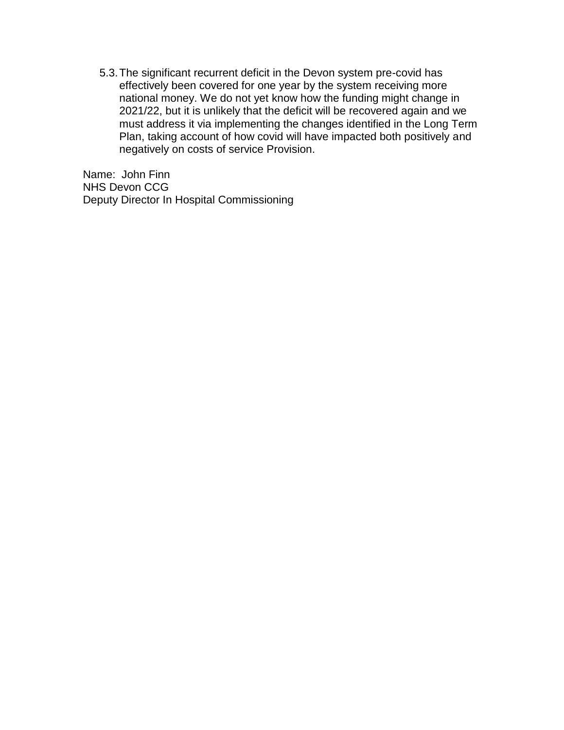5.3. The significant recurrent deficit in the Devon system pre-covid has effectively been covered for one year by the system receiving more national money. We do not yet know how the funding might change in 2021/22, but it is unlikely that the deficit will be recovered again and we must address it via implementing the changes identified in the Long Term Plan, taking account of how covid will have impacted both positively and negatively on costs of service Provision.

Name: John Finn
NHS Devon CCG
Deputy Director In Hospital Commissioning